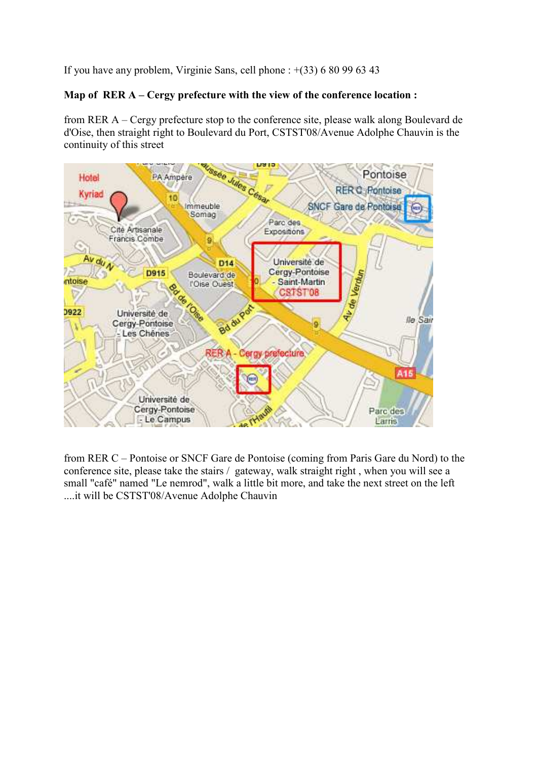If you have any problem, Virginie Sans, cell phone : +(33) 6 80 99 63 43

**Map of RER A – Cergy prefecture with the view of the conference location :**

from RER A – Cergy prefecture stop to the conference site, please walk along Boulevard de d'Oise, then straight right to Boulevard du Port, CSTST'08/Avenue Adolphe Chauvin is the continuity of this street

from RER C – Pontoise or SNCF Gare de Pontoise (coming from Paris Gare du Nord) to the conference site, please take the stairs / gateway, walk straight right , when you will see a small "café" named "Le nemrod", walk a little bit more, and take the next street on the left ....it will be CSTST'08/Avenue Adolphe Chauvin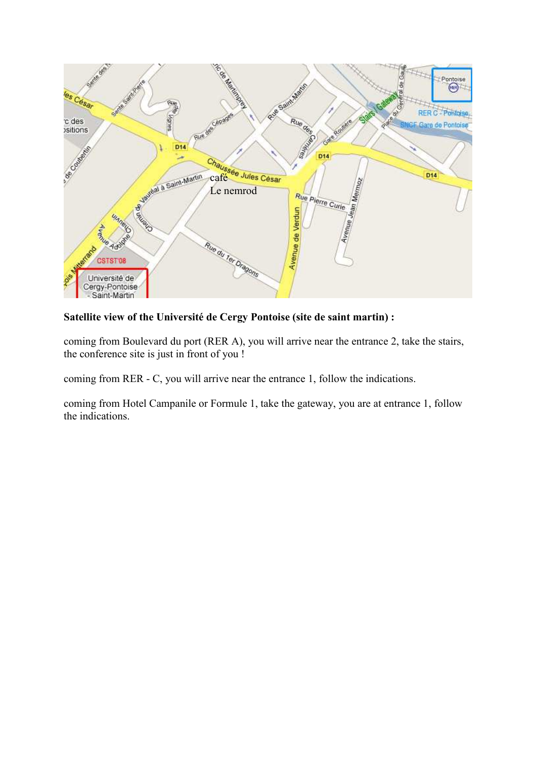**Satellite view of the Université de Cergy Pontoise (site de saint martin) :**

coming from Boulevard du port (RER A), you will arrive near the entrance 2, take the stairs, the conference site is just in front of you !

coming from RER - C, you will arrive near the entrance 1, follow the indications.

coming from Hotel Campanile or Formule 1, take the gateway, you are at entrance 1, follow the indications.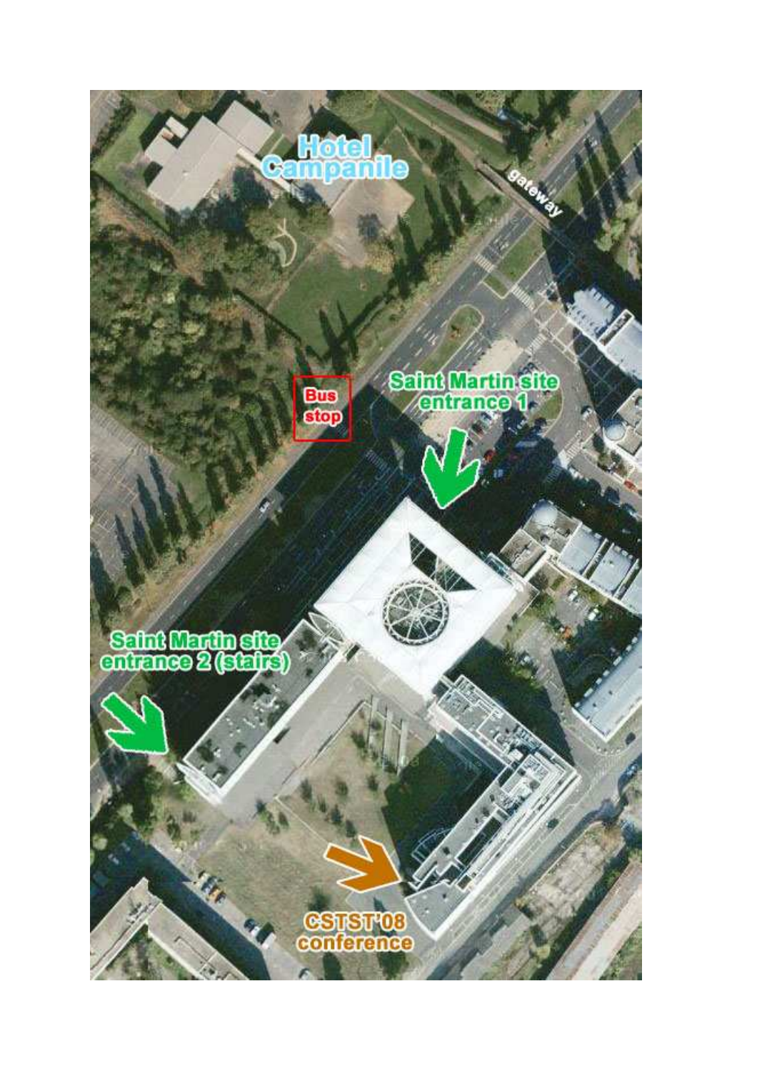Hotel Campanile

gateway

Bus stop

Saint Martin site entrance 1

Saint Martin site entrance 2 (stairs)

CSTST'08 conference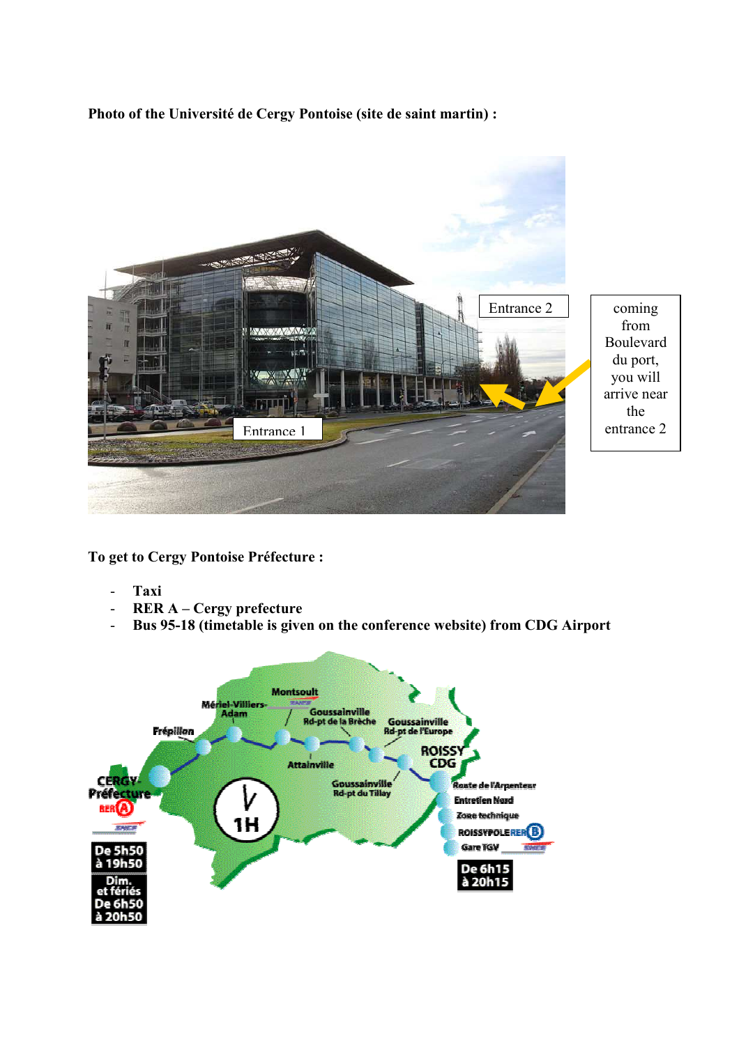**Photo of the Université de Cergy Pontoise (site de saint martin) :**

Entrance 2

Entrance 1

coming from Boulevard du port, you will arrive near the entrance 2

**To get to Cergy Pontoise Préfecture :**

- **Taxi**
- **RER A – Cergy prefecture**
- **Bus 95-18 (timetable is given on the conference website) from CDG Airport**

CERGY-Préfecture

RER A

De 5h50 à 19h50

Dim. et fériés De 6h50 à 20h50

Frépillon

Mériel-Villiers-Adam

Montsoult

Goussainville Rd-pt de la Brèche

Goussainville Rd-pt de l'Europe

Attainville

Goussainville Rd-pt du Tillay

1H

ROISSY CDG

Route de l'Arpenteur

Entretien Nord

Zone technique

ROISSYPOLE RER B

Gare TGV

De 6h15 à 20h15